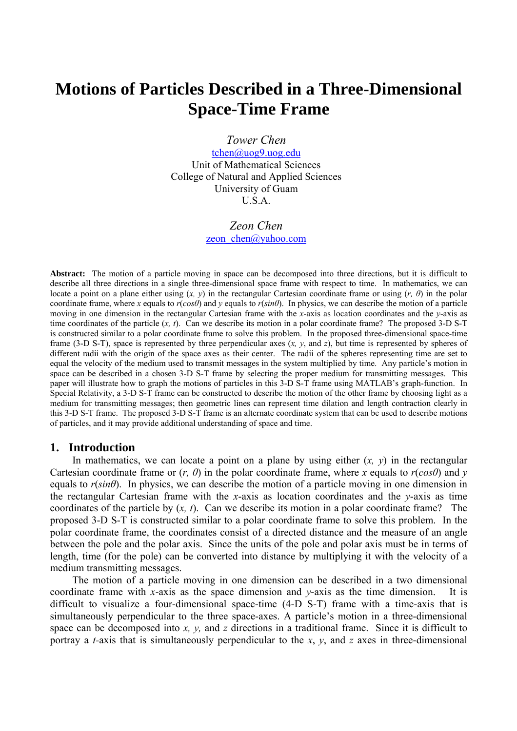# Motions of Particles Described in a Three-Dimensional Space-Time Frame

*Tower Chen*
tchen@uog9.uog.edu
Unit of Mathematical Sciences
College of Natural and Applied Sciences
University of Guam
U.S.A.

*Zeon Chen*
zeon_chen@yahoo.com

**Abstract:** The motion of a particle moving in space can be decomposed into three directions, but it is difficult to describe all three directions in a single three-dimensional space frame with respect to time. In mathematics, we can locate a point on a plane either using $(x, y)$ in the rectangular Cartesian coordinate frame or using $(r, \theta)$ in the polar coordinate frame, where $x$ equals to $r(\cos\theta)$ and $y$ equals to $r(\sin\theta)$. In physics, we can describe the motion of a particle moving in one dimension in the rectangular Cartesian frame with the $x$-axis as location coordinates and the $y$-axis as time coordinates of the particle $(x, t)$. Can we describe its motion in a polar coordinate frame? The proposed 3-D S-T is constructed similar to a polar coordinate frame to solve this problem. In the proposed three-dimensional space-time frame (3-D S-T), space is represented by three perpendicular axes $(x, y$, and $z)$, but time is represented by spheres of different radii with the origin of the space axes as their center. The radii of the spheres representing time are set to equal the velocity of the medium used to transmit messages in the system multiplied by time. Any particle's motion in space can be described in a chosen 3-D S-T frame by selecting the proper medium for transmitting messages. This paper will illustrate how to graph the motions of particles in this 3-D S-T frame using MATLAB's graph-function. In Special Relativity, a 3-D S-T frame can be constructed to describe the motion of the other frame by choosing light as a medium for transmitting messages; then geometric lines can represent time dilation and length contraction clearly in this 3-D S-T frame. The proposed 3-D S-T frame is an alternate coordinate system that can be used to describe motions of particles, and it may provide additional understanding of space and time.

## 1. Introduction

In mathematics, we can locate a point on a plane by using either $(x, y)$ in the rectangular Cartesian coordinate frame or $(r, \theta)$ in the polar coordinate frame, where $x$ equals to $r(\cos\theta)$ and $y$ equals to $r(\sin\theta)$. In physics, we can describe the motion of a particle moving in one dimension in the rectangular Cartesian frame with the $x$-axis as location coordinates and the $y$-axis as time coordinates of the particle by $(x, t)$. Can we describe its motion in a polar coordinate frame? The proposed 3-D S-T is constructed similar to a polar coordinate frame to solve this problem. In the polar coordinate frame, the coordinates consist of a directed distance and the measure of an angle between the pole and the polar axis. Since the units of the pole and polar axis must be in terms of length, time (for the pole) can be converted into distance by multiplying it with the velocity of a medium transmitting messages.

The motion of a particle moving in one dimension can be described in a two dimensional coordinate frame with $x$-axis as the space dimension and $y$-axis as the time dimension. It is difficult to visualize a four-dimensional space-time (4-D S-T) frame with a time-axis that is simultaneously perpendicular to the three space-axes. A particle's motion in a three-dimensional space can be decomposed into $x, y,$ and $z$ directions in a traditional frame. Since it is difficult to portray a $t$-axis that is simultaneously perpendicular to the $x$, $y$, and $z$ axes in three-dimensional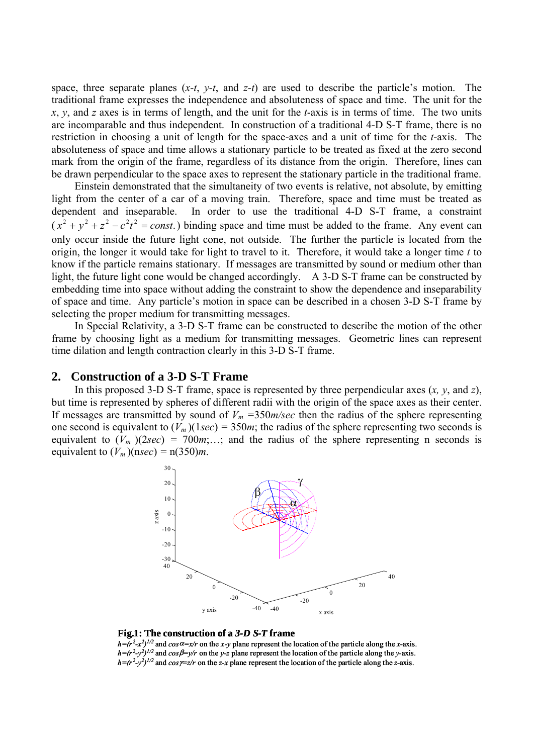space, three separate planes ($x$-$t$, $y$-$t$, and $z$-$t$) are used to describe the particle's motion. The traditional frame expresses the independence and absoluteness of space and time. The unit for the $x$, $y$, and $z$ axes is in terms of length, and the unit for the $t$-axis is in terms of time. The two units are incomparable and thus independent. In construction of a traditional 4-D S-T frame, there is no restriction in choosing a unit of length for the space-axes and a unit of time for the $t$-axis. The absoluteness of space and time allows a stationary particle to be treated as fixed at the zero second mark from the origin of the frame, regardless of its distance from the origin. Therefore, lines can be drawn perpendicular to the space axes to represent the stationary particle in the traditional frame.

Einstein demonstrated that the simultaneity of two events is relative, not absolute, by emitting light from the center of a car of a moving train. Therefore, space and time must be treated as dependent and inseparable. In order to use the traditional 4-D S-T frame, a constraint ($x^2 + y^2 + z^2 - c^2t^2 = const.$) binding space and time must be added to the frame. Any event can only occur inside the future light cone, not outside. The further the particle is located from the origin, the longer it would take for light to travel to it. Therefore, it would take a longer time $t$ to know if the particle remains stationary. If messages are transmitted by sound or medium other than light, the future light cone would be changed accordingly. A 3-D S-T frame can be constructed by embedding time into space without adding the constraint to show the dependence and inseparability of space and time. Any particle's motion in space can be described in a chosen 3-D S-T frame by selecting the proper medium for transmitting messages.

In Special Relativity, a 3-D S-T frame can be constructed to describe the motion of the other frame by choosing light as a medium for transmitting messages. Geometric lines can represent time dilation and length contraction clearly in this 3-D S-T frame.

## 2. Construction of a 3-D S-T Frame

In this proposed 3-D S-T frame, space is represented by three perpendicular axes ($x$, $y$, and $z$), but time is represented by spheres of different radii with the origin of the space axes as their center. If messages are transmitted by sound of $V_m$ =350$m/sec$ then the radius of the sphere representing one second is equivalent to $(V_m)(1sec)$ = 350$m$; the radius of the sphere representing two seconds is equivalent to $(V_m)(2sec)$ = 700$m$;…; and the radius of the sphere representing n seconds is equivalent to $(V_m)(nsec)$ = n(350)$m$.

**Fig.1: The construction of a *3-D S-T* frame**

$h=(r^2-x^2)^{1/2}$ and $\cos\alpha=x/r$ on the $x$-$y$ plane represent the location of the particle along the $x$-axis.
$h=(r^2-y^2)^{1/2}$ and $\cos\beta=y/r$ on the $y$-$z$ plane represent the location of the particle along the $y$-axis.
$h=(r^2-y^2)^{1/2}$ and $\cos\gamma=z/r$ on the $z$-$x$ plane represent the location of the particle along the $z$-axis.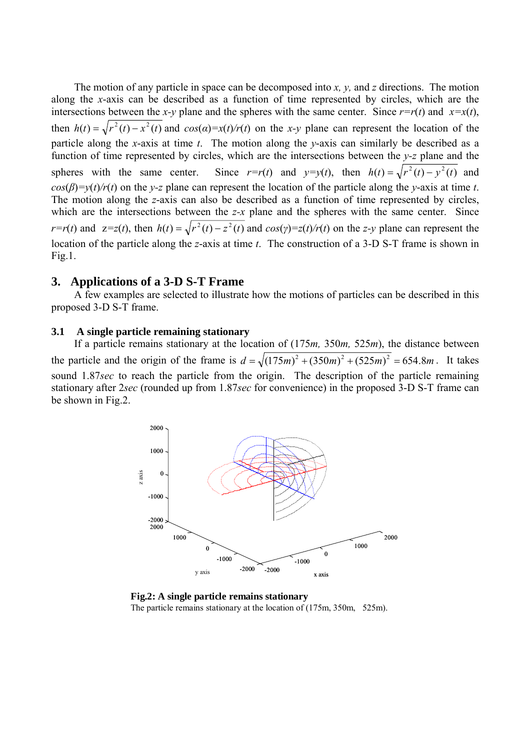The motion of any particle in space can be decomposed into *x, y,* and *z* directions. The motion along the *x*-axis can be described as a function of time represented by circles, which are the intersections between the *x-y* plane and the spheres with the same center. Since $r=r(t)$ and $x=x(t)$, then $h(t)=\sqrt{r^2(t)-x^2(t)}$ and $cos(\alpha)=x(t)/r(t)$ on the *x-y* plane can represent the location of the particle along the *x*-axis at time *t*. The motion along the *y*-axis can similarly be described as a function of time represented by circles, which are the intersections between the *y-z* plane and the spheres with the same center. Since $r=r(t)$ and $y=y(t)$, then $h(t)=\sqrt{r^2(t)-y^2(t)}$ and $cos(\beta)=y(t)/r(t)$ on the *y-z* plane can represent the location of the particle along the *y*-axis at time *t*. The motion along the *z*-axis can also be described as a function of time represented by circles, which are the intersections between the *z-x* plane and the spheres with the same center. Since $r=r(t)$ and $z=z(t)$, then $h(t)=\sqrt{r^2(t)-z^2(t)}$ and $cos(\gamma)=z(t)/r(t)$ on the *z-y* plane can represent the location of the particle along the *z*-axis at time *t*. The construction of a 3-D S-T frame is shown in Fig.1.

## 3. Applications of a 3-D S-T Frame

A few examples are selected to illustrate how the motions of particles can be described in this proposed 3-D S-T frame.

### 3.1 A single particle remaining stationary

If a particle remains stationary at the location of (175*m,* 350*m,* 525*m*), the distance between the particle and the origin of the frame is $d=\sqrt{(175m)^2+(350m)^2+(525m)^2}=654.8m$. It takes sound 1.87*sec* to reach the particle from the origin. The description of the particle remaining stationary after 2*sec* (rounded up from 1.87*sec* for convenience) in the proposed 3-D S-T frame can be shown in Fig.2.

**Fig.2: A single particle remains stationary**
The particle remains stationary at the location of (175m, 350m, 525m).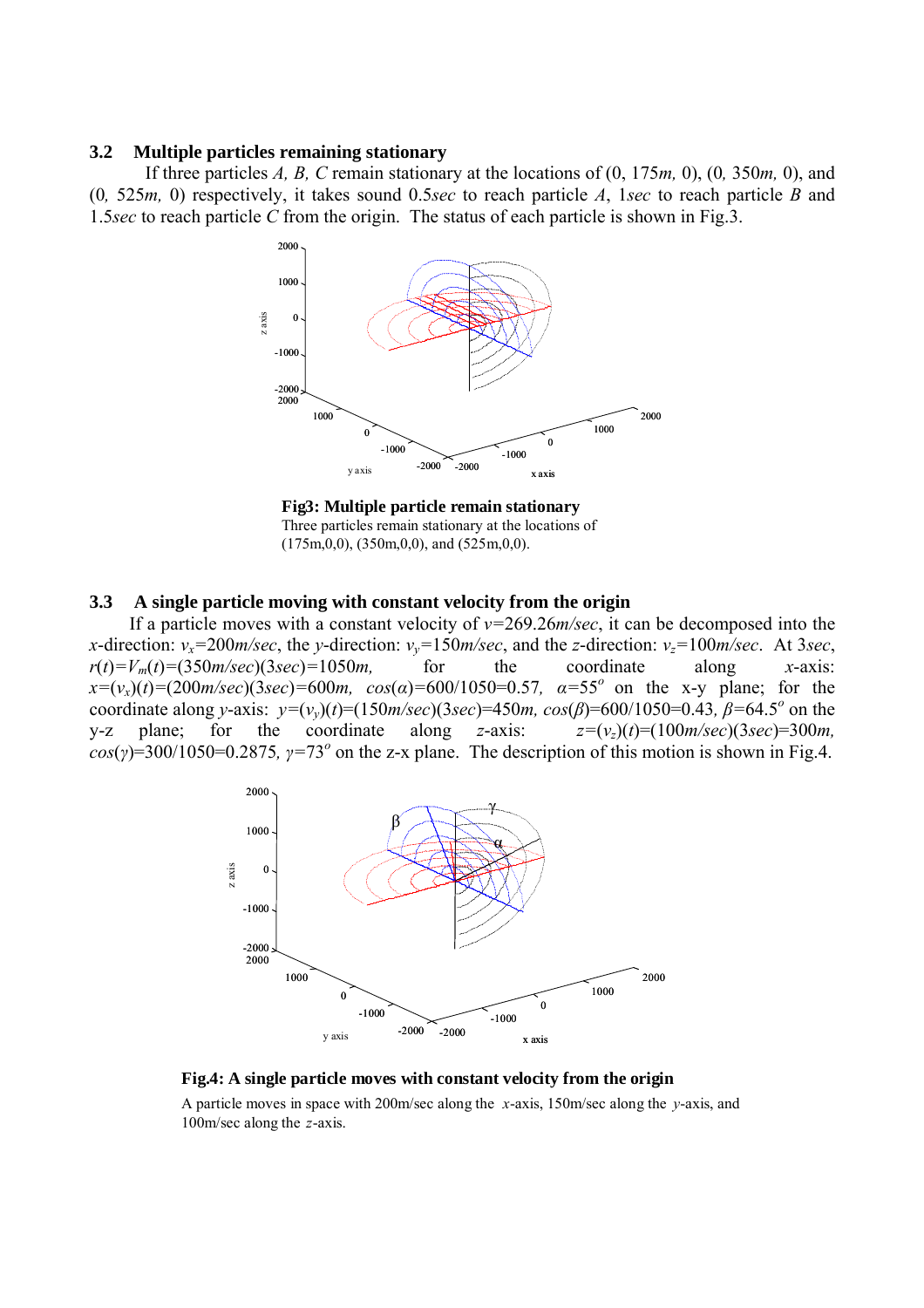### 3.2 Multiple particles remaining stationary

If three particles *A, B, C* remain stationary at the locations of (0, 175*m,* 0), (0*,* 350*m,* 0), and (0*,* 525*m,* 0) respectively, it takes sound 0.5*sec* to reach particle *A*, 1*sec* to reach particle *B* and 1.5*sec* to reach particle *C* from the origin. The status of each particle is shown in Fig.3.

**Fig3: Multiple particle remain stationary**

Three particles remain stationary at the locations of (175m,0,0), (350m,0,0), and (525m,0,0).

### 3.3 A single particle moving with constant velocity from the origin

If a particle moves with a constant velocity of $v$=269.26*m/sec*, it can be decomposed into the *x*-direction: $v_x$=200*m/sec*, the *y*-direction: $v_y$=150*m/sec*, and the *z*-direction: $v_z$=100*m/sec*. At 3*sec*, $r(t)=V_m(t)$=(350*m/sec*)(3*sec*)=1050*m,* for the coordinate along *x*-axis: $x=(v_x)(t)$=(200*m/sec*)(3*sec*)=600*m,* $cos(\alpha)$=600/1050=0.57*,* $\alpha=55^o$ on the x-y plane; for the coordinate along *y*-axis: $y=(v_y)(t)$=(150*m/sec*)(3*sec*)=450*m,* $cos(\beta)$=600/1050=0.43*,* $\beta=64.5^o$ on the y-z plane; for the coordinate along *z*-axis: $z=(v_z)(t)$=(100*m/sec*)(3*sec*)=300*m,* $cos(\gamma)$=300/1050=0.2875*,* $\gamma=73^o$ on the z-x plane. The description of this motion is shown in Fig.4.

**Fig.4: A single particle moves with constant velocity from the origin**

A particle moves in space with 200m/sec along the *x*-axis, 150m/sec along the *y*-axis, and 100m/sec along the *z*-axis.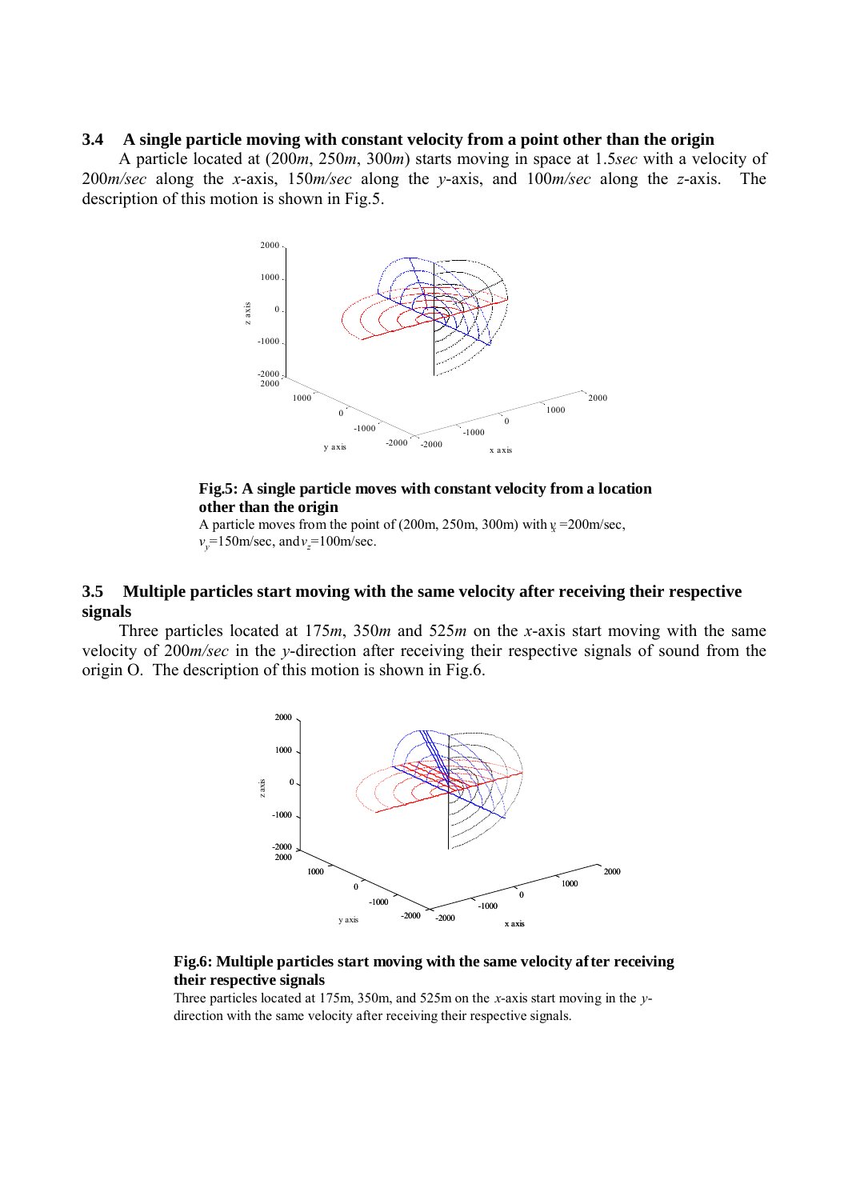### 3.4 A single particle moving with constant velocity from a point other than the origin

A particle located at (200*m*, 250*m*, 300*m*) starts moving in space at 1.5*sec* with a velocity of 200*m/sec* along the *x*-axis, 150*m/sec* along the *y*-axis, and 100*m/sec* along the *z*-axis. The description of this motion is shown in Fig.5.

**Fig.5: A single particle moves with constant velocity from a location other than the origin**

A particle moves from the point of (200m, 250m, 300m) with $v_x$=200m/sec, $v_y$=150m/sec, and $v_z$=100m/sec.

### 3.5 Multiple particles start moving with the same velocity after receiving their respective signals

Three particles located at 175*m*, 350*m* and 525*m* on the *x*-axis start moving with the same velocity of 200*m/sec* in the *y*-direction after receiving their respective signals of sound from the origin O. The description of this motion is shown in Fig.6.

**Fig.6: Multiple particles start moving with the same velocity after receiving their respective signals**

Three particles located at 175m, 350m, and 525m on the *x*-axis start moving in the *y*-direction with the same velocity after receiving their respective signals.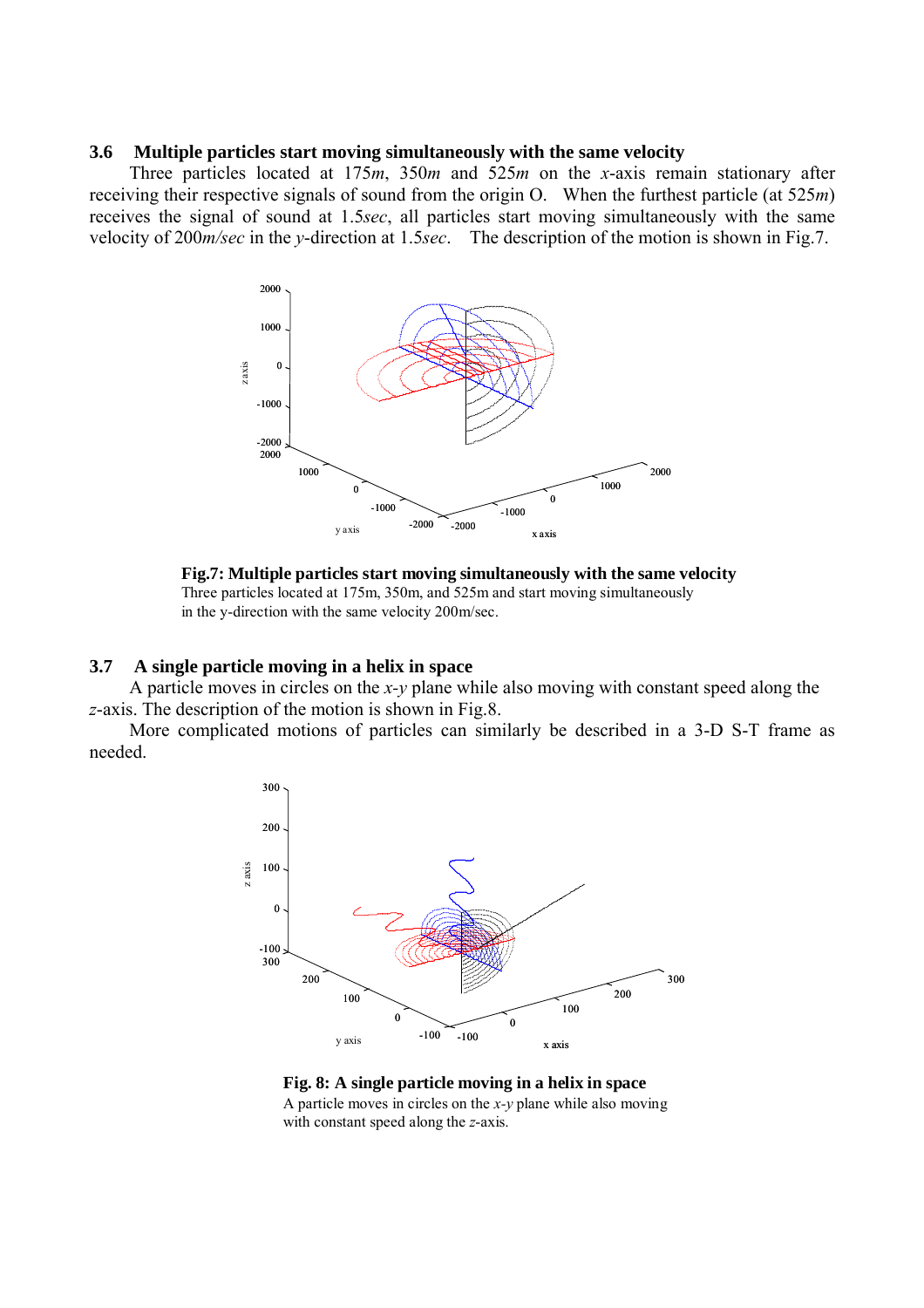### 3.6 Multiple particles start moving simultaneously with the same velocity

Three particles located at 175*m*, 350*m* and 525*m* on the *x*-axis remain stationary after receiving their respective signals of sound from the origin O. When the furthest particle (at 525*m*) receives the signal of sound at 1.5*sec*, all particles start moving simultaneously with the same velocity of 200*m/sec* in the *y*-direction at 1.5*sec*. The description of the motion is shown in Fig.7.

**Fig.7: Multiple particles start moving simultaneously with the same velocity**
Three particles located at 175m, 350m, and 525m and start moving simultaneously in the y-direction with the same velocity 200m/sec.

### 3.7 A single particle moving in a helix in space

A particle moves in circles on the *x*-*y* plane while also moving with constant speed along the *z*-axis. The description of the motion is shown in Fig.8.

More complicated motions of particles can similarly be described in a 3-D S-T frame as needed.

**Fig. 8: A single particle moving in a helix in space**
A particle moves in circles on the *x*-*y* plane while also moving with constant speed along the *z*-axis.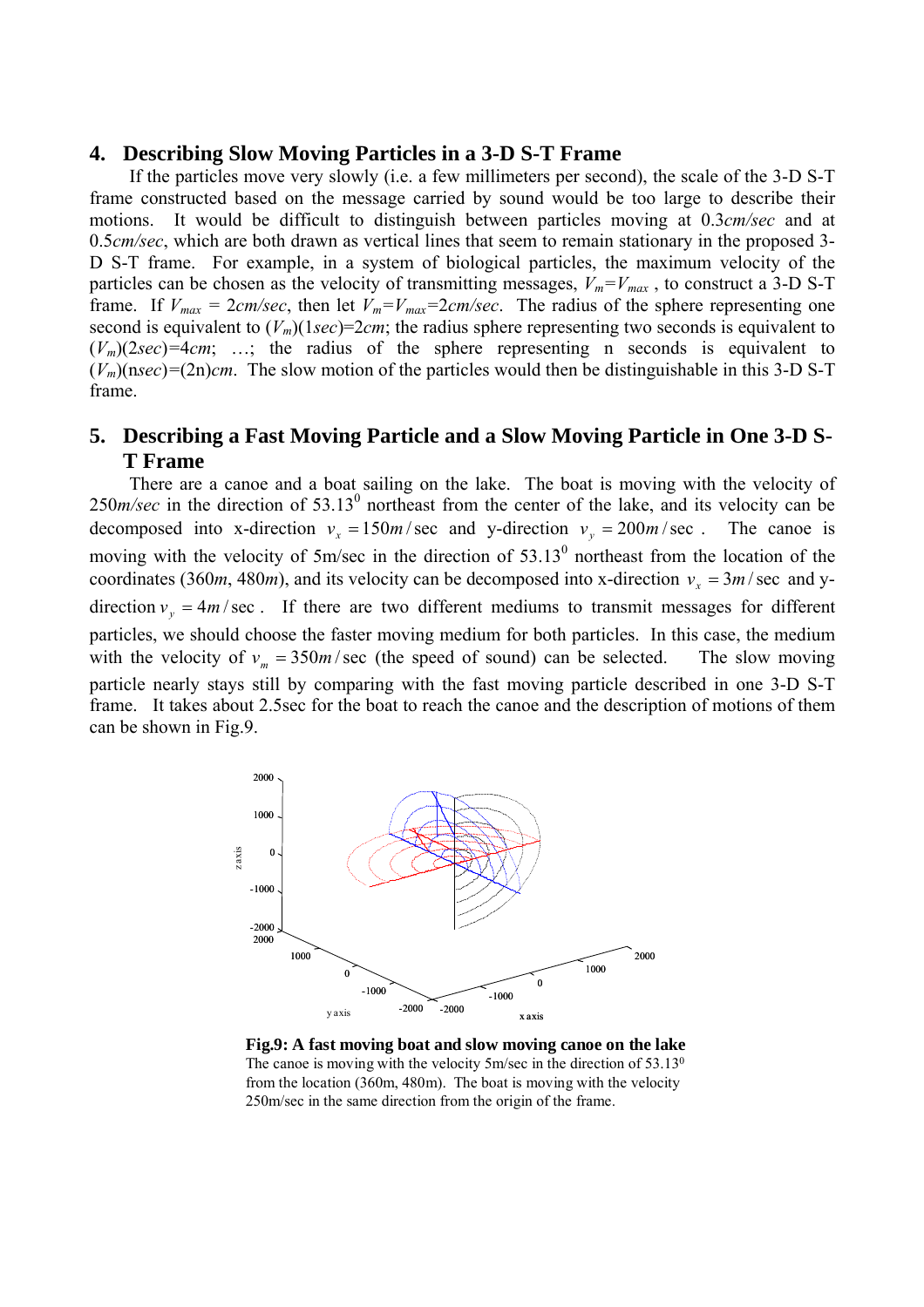## 4. Describing Slow Moving Particles in a 3-D S-T Frame

If the particles move very slowly (i.e. a few millimeters per second), the scale of the 3-D S-T frame constructed based on the message carried by sound would be too large to describe their motions. It would be difficult to distinguish between particles moving at 0.3*cm/sec* and at 0.5*cm/sec*, which are both drawn as vertical lines that seem to remain stationary in the proposed 3-D S-T frame. For example, in a system of biological particles, the maximum velocity of the particles can be chosen as the velocity of transmitting messages, $V_m=V_{max}$ , to construct a 3-D S-T frame. If $V_{max}$ = 2*cm/sec*, then let $V_m=V_{max}$=2*cm/sec*. The radius of the sphere representing one second is equivalent to ($V_m$)(1*sec*)=2*cm*; the radius sphere representing two seconds is equivalent to ($V_m$)(2*sec*)=4*cm*; …; the radius of the sphere representing n seconds is equivalent to ($V_m$)(n*sec*)=(2n)*cm*. The slow motion of the particles would then be distinguishable in this 3-D S-T frame.

## 5. Describing a Fast Moving Particle and a Slow Moving Particle in One 3-D S-T Frame

There are a canoe and a boat sailing on the lake. The boat is moving with the velocity of 250*m/sec* in the direction of $53.13^0$ northeast from the center of the lake, and its velocity can be decomposed into x-direction $v_x = 150m/\sec$ and y-direction $v_y = 200m/\sec$ . The canoe is moving with the velocity of 5m/sec in the direction of $53.13^0$ northeast from the location of the coordinates (360*m*, 480*m*), and its velocity can be decomposed into x-direction $v_x = 3m/\sec$ and y-direction $v_y = 4m/\sec$ . If there are two different mediums to transmit messages for different particles, we should choose the faster moving medium for both particles. In this case, the medium with the velocity of $v_m = 350m/\sec$ (the speed of sound) can be selected. The slow moving particle nearly stays still by comparing with the fast moving particle described in one 3-D S-T frame. It takes about 2.5sec for the boat to reach the canoe and the description of motions of them can be shown in Fig.9.

**Fig.9: A fast moving boat and slow moving canoe on the lake**
The canoe is moving with the velocity 5m/sec in the direction of $53.13^0$ from the location (360m, 480m). The boat is moving with the velocity 250m/sec in the same direction from the origin of the frame.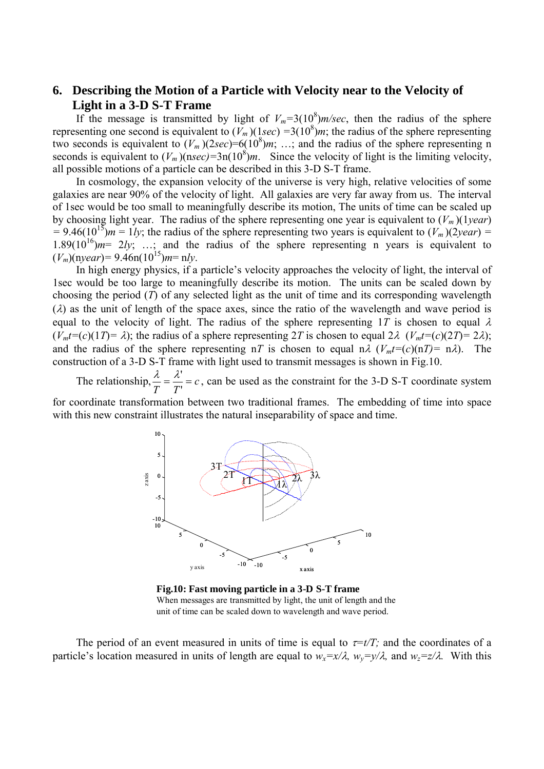## 6. Describing the Motion of a Particle with Velocity near to the Velocity of Light in a 3-D S-T Frame

If the message is transmitted by light of $V_m=3(10^8)m/sec$, then the radius of the sphere representing one second is equivalent to $(V_m)(1sec)=3(10^8)m$; the radius of the sphere representing two seconds is equivalent to $(V_m)(2sec)=6(10^8)m$; …; and the radius of the sphere representing n seconds is equivalent to $(V_m)(nsec)=3n(10^8)m$. Since the velocity of light is the limiting velocity, all possible motions of a particle can be described in this 3-D S-T frame.

In cosmology, the expansion velocity of the universe is very high, relative velocities of some galaxies are near 90% of the velocity of light. All galaxies are very far away from us. The interval of 1sec would be too small to meaningfully describe its motion, The units of time can be scaled up by choosing light year. The radius of the sphere representing one year is equivalent to $(V_m)(1year) = 9.46(10^{15})m = 1ly$; the radius of the sphere representing two years is equivalent to $(V_m)(2year) = 1.89(10^{16})m= 2ly$; …; and the radius of the sphere representing n years is equivalent to $(V_m)(nyear)= 9.46n(10^{15})m= nly$.

In high energy physics, if a particle's velocity approaches the velocity of light, the interval of 1sec would be too large to meaningfully describe its motion. The units can be scaled down by choosing the period ($T$) of any selected light as the unit of time and its corresponding wavelength ($\lambda$) as the unit of length of the space axes, since the ratio of the wavelength and wave period is equal to the velocity of light. The radius of the sphere representing $1T$ is chosen to equal $\lambda$ ($V_mt=(c)(1T)=\lambda$); the radius of a sphere representing $2T$ is chosen to equal $2\lambda$ ($V_mt=(c)(2T)=2\lambda$); and the radius of the sphere representing $nT$ is chosen to equal $n\lambda$ ($V_mt=(c)(nT)=n\lambda$). The construction of a 3-D S-T frame with light used to transmit messages is shown in Fig.10.

The relationship, $\dfrac{\lambda}{T}=\dfrac{\lambda'}{T'}=c$, can be used as the constraint for the 3-D S-T coordinate system for coordinate transformation between two traditional frames. The embedding of time into space with this new constraint illustrates the natural inseparability of space and time.

**Fig.10: Fast moving particle in a 3-D S-T frame**
When messages are transmitted by light, the unit of length and the unit of time can be scaled down to wavelength and wave period.

The period of an event measured in units of time is equal to $\tau=t/T$; and the coordinates of a particle's location measured in units of length are equal to $w_x=x/\lambda$, $w_y=y/\lambda$, and $w_z=z/\lambda$. With this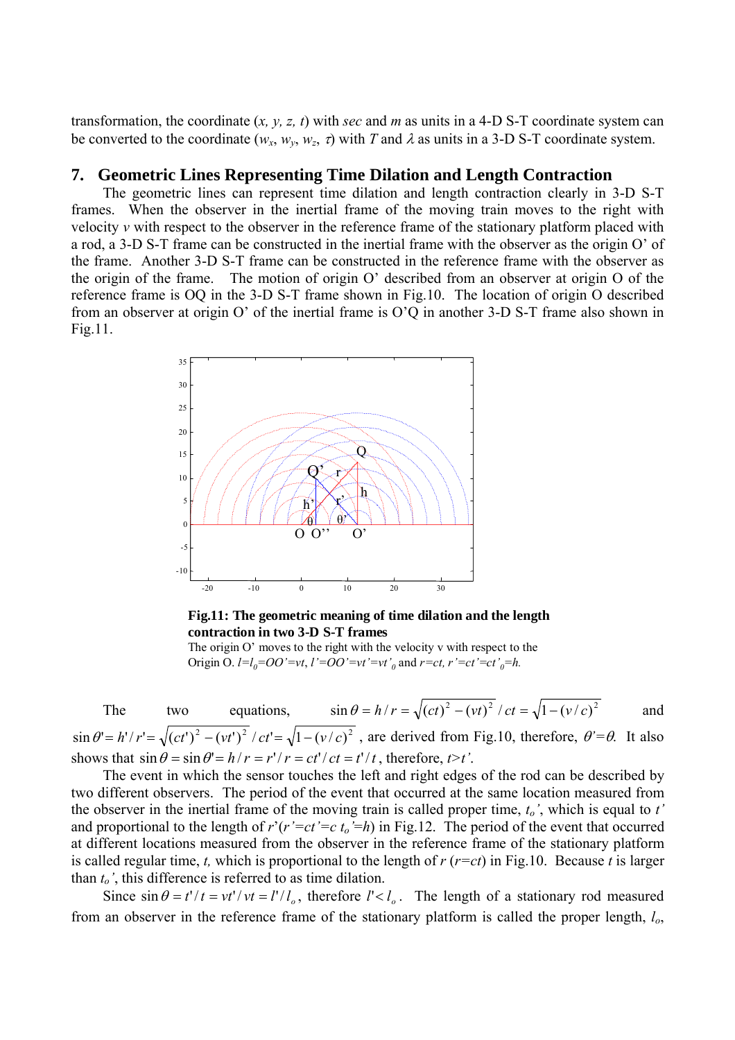transformation, the coordinate ($x, y, z, t$) with *sec* and *m* as units in a 4-D S-T coordinate system can be converted to the coordinate ($w_x, w_y, w_z, \tau$) with $T$ and $\lambda$ as units in a 3-D S-T coordinate system.

## 7. Geometric Lines Representing Time Dilation and Length Contraction

The geometric lines can represent time dilation and length contraction clearly in 3-D S-T frames. When the observer in the inertial frame of the moving train moves to the right with velocity $v$ with respect to the observer in the reference frame of the stationary platform placed with a rod, a 3-D S-T frame can be constructed in the inertial frame with the observer as the origin O' of the frame. Another 3-D S-T frame can be constructed in the reference frame with the observer as the origin of the frame. The motion of origin O' described from an observer at origin O of the reference frame is OQ in the 3-D S-T frame shown in Fig.10. The location of origin O described from an observer at origin O' of the inertial frame is O'Q in another 3-D S-T frame also shown in Fig.11.

**Fig.11: The geometric meaning of time dilation and the length contraction in two 3-D S-T frames**

The origin O' moves to the right with the velocity v with respect to the Origin O. $l=l_0=OO'=vt$, $l'=OO'=vt'=vt'_0$ and $r=ct$, $r'=ct'=ct'_0=h$.

The two equations, $\sin\theta = h/r = \sqrt{(ct)^2-(vt)^2}\,/\,ct = \sqrt{1-(v/c)^2}$ and $\sin\theta' = h'/r' = \sqrt{(ct')^2-(vt')^2}\,/\,ct' = \sqrt{1-(v/c)^2}$, are derived from Fig.10, therefore, $\theta'=\theta$. It also shows that $\sin\theta = \sin\theta' = h/r = r'/r = ct'/ct = t'/t$, therefore, $t>t'$.

The event in which the sensor touches the left and right edges of the rod can be described by two different observers. The period of the event that occurred at the same location measured from the observer in the inertial frame of the moving train is called proper time, $t_o'$, which is equal to $t'$ and proportional to the length of $r'$($r'=ct'=c\,t_o'=h$) in Fig.12. The period of the event that occurred at different locations measured from the observer in the reference frame of the stationary platform is called regular time, $t$, which is proportional to the length of $r$ ($r=ct$) in Fig.10. Because $t$ is larger than $t_o'$, this difference is referred to as time dilation.

Since $\sin\theta = t'/t = vt'/vt = l'/l_o$, therefore $l'<l_o$. The length of a stationary rod measured from an observer in the reference frame of the stationary platform is called the proper length, $l_o$,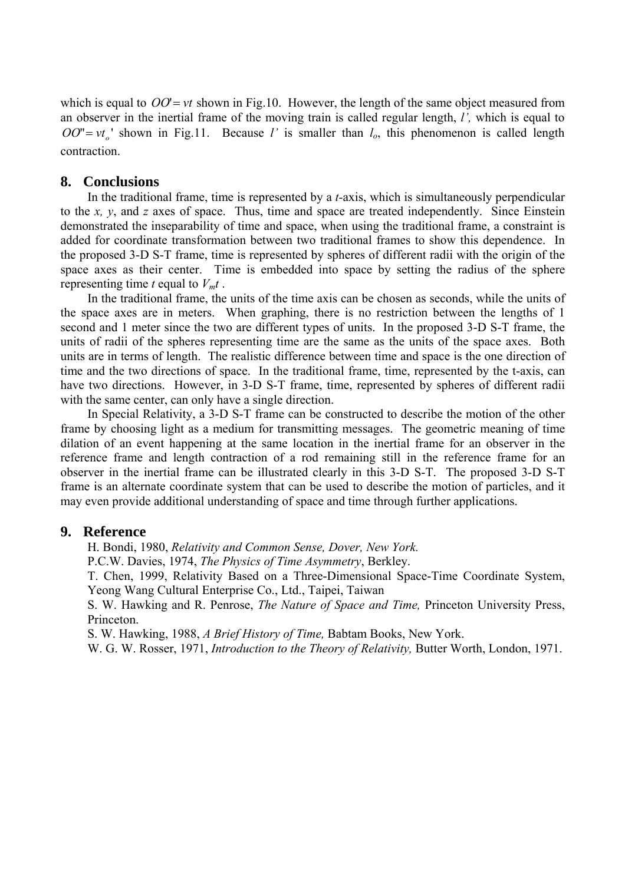which is equal to $OO' = vt$ shown in Fig.10. However, the length of the same object measured from an observer in the inertial frame of the moving train is called regular length, *l'*, which is equal to $OO'' = vt_o'$ shown in Fig.11. Because *l'* is smaller than $l_o$, this phenomenon is called length contraction.

## 8. Conclusions

In the traditional frame, time is represented by a *t*-axis, which is simultaneously perpendicular to the *x, y*, and *z* axes of space. Thus, time and space are treated independently. Since Einstein demonstrated the inseparability of time and space, when using the traditional frame, a constraint is added for coordinate transformation between two traditional frames to show this dependence. In the proposed 3-D S-T frame, time is represented by spheres of different radii with the origin of the space axes as their center. Time is embedded into space by setting the radius of the sphere representing time *t* equal to $V_m t$ .

In the traditional frame, the units of the time axis can be chosen as seconds, while the units of the space axes are in meters. When graphing, there is no restriction between the lengths of 1 second and 1 meter since the two are different types of units. In the proposed 3-D S-T frame, the units of radii of the spheres representing time are the same as the units of the space axes. Both units are in terms of length. The realistic difference between time and space is the one direction of time and the two directions of space. In the traditional frame, time, represented by the t-axis, can have two directions. However, in 3-D S-T frame, time, represented by spheres of different radii with the same center, can only have a single direction.

In Special Relativity, a 3-D S-T frame can be constructed to describe the motion of the other frame by choosing light as a medium for transmitting messages. The geometric meaning of time dilation of an event happening at the same location in the inertial frame for an observer in the reference frame and length contraction of a rod remaining still in the reference frame for an observer in the inertial frame can be illustrated clearly in this 3-D S-T. The proposed 3-D S-T frame is an alternate coordinate system that can be used to describe the motion of particles, and it may even provide additional understanding of space and time through further applications.

## 9. Reference

H. Bondi, 1980, *Relativity and Common Sense, Dover, New York.*

P.C.W. Davies, 1974, *The Physics of Time Asymmetry*, Berkley.

T. Chen, 1999, Relativity Based on a Three-Dimensional Space-Time Coordinate System, Yeong Wang Cultural Enterprise Co., Ltd., Taipei, Taiwan

S. W. Hawking and R. Penrose, *The Nature of Space and Time,* Princeton University Press, Princeton.

S. W. Hawking, 1988, *A Brief History of Time,* Babtam Books, New York.

W. G. W. Rosser, 1971, *Introduction to the Theory of Relativity,* Butter Worth, London, 1971.